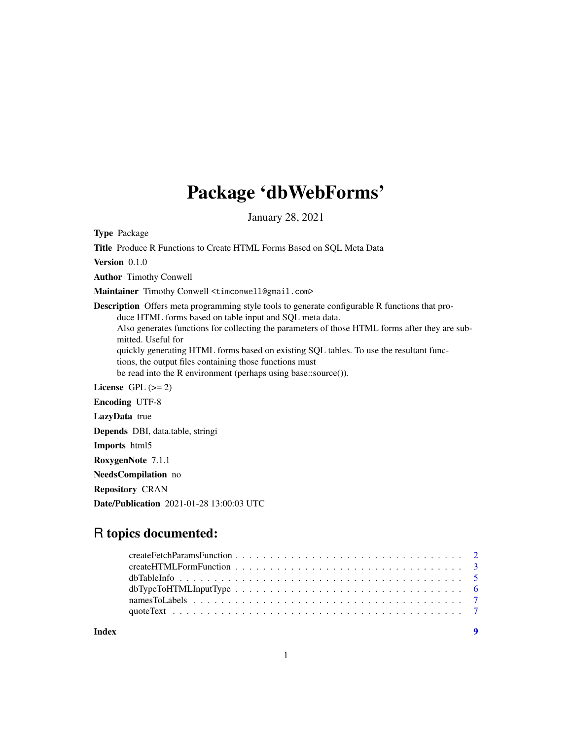# Package 'dbWebForms'

January 28, 2021

**Type** Package

**Title** Produce R Functions to Create HTML Forms Based on SQL Meta Data

**Version** 0.1.0

**Author** Timothy Conwell

**Maintainer** Timothy Conwell <timconwell@gmail.com>

**Description** Offers meta programming style tools to generate configurable R functions that produce HTML forms based on table input and SQL meta data.
Also generates functions for collecting the parameters of those HTML forms after they are submitted. Useful for
quickly generating HTML forms based on existing SQL tables. To use the resultant functions, the output files containing those functions must
be read into the R environment (perhaps using base::source()).

**License** GPL (>= 2)

**Encoding** UTF-8

**LazyData** true

**Depends** DBI, data.table, stringi

**Imports** html5

**RoxygenNote** 7.1.1

**NeedsCompilation** no

**Repository** CRAN

**Date/Publication** 2021-01-28 13:00:03 UTC

## R topics documented:

- createFetchParamsFunction . . . . . . . . . . . . . . . . . . . . . . . . . . . . . . . . . 2
- createHTMLFormFunction . . . . . . . . . . . . . . . . . . . . . . . . . . . . . . . . . . 3
- dbTableInfo . . . . . . . . . . . . . . . . . . . . . . . . . . . . . . . . . . . . . . . . . 5
- dbTypeToHTMLInputType . . . . . . . . . . . . . . . . . . . . . . . . . . . . . . . . . . 6
- namesToLabels . . . . . . . . . . . . . . . . . . . . . . . . . . . . . . . . . . . . . . . 7
- quoteText . . . . . . . . . . . . . . . . . . . . . . . . . . . . . . . . . . . . . . . . . 7

**Index** 9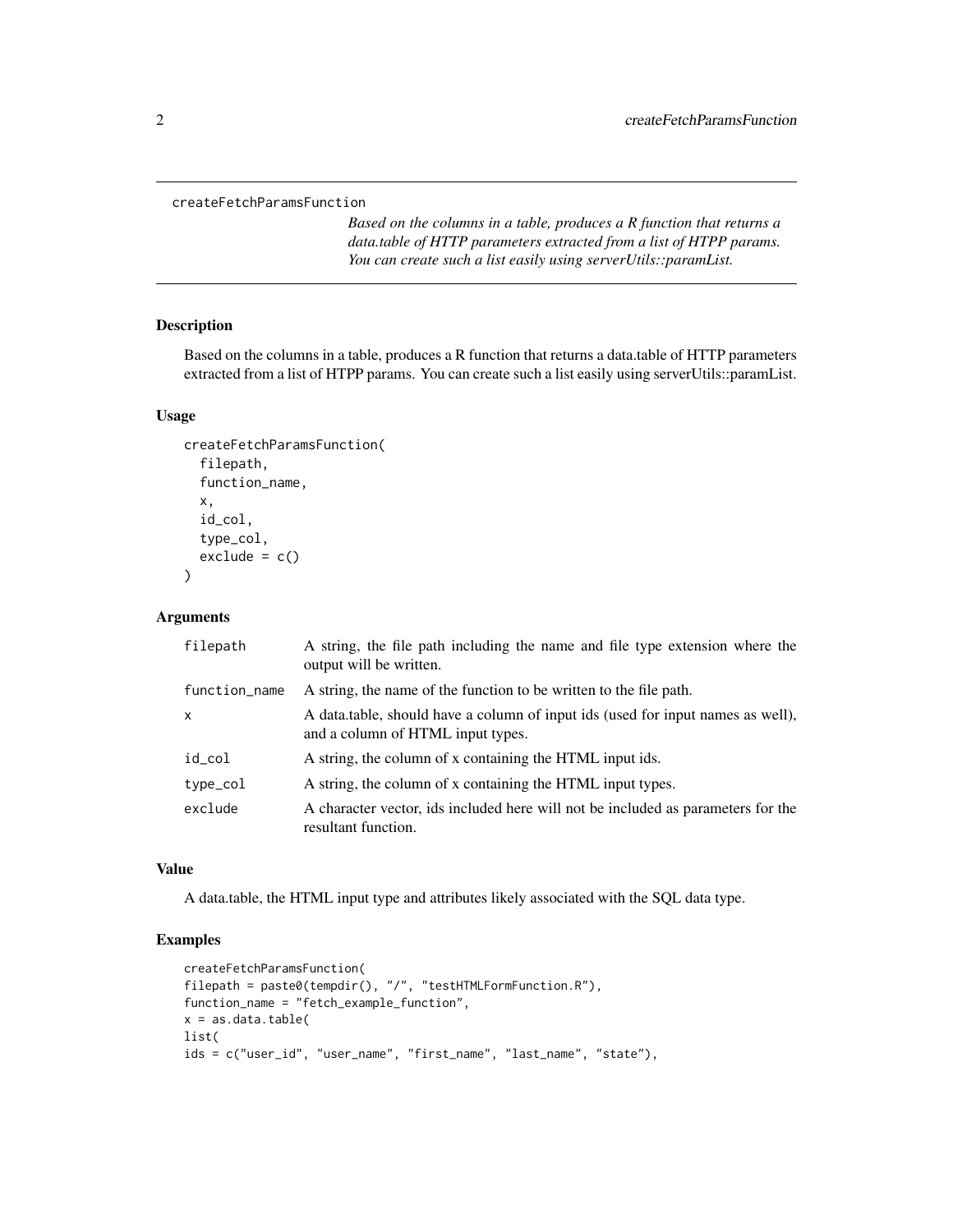createFetchParamsFunction

*Based on the columns in a table, produces a R function that returns a data.table of HTTP parameters extracted from a list of HTPP params. You can create such a list easily using serverUtils::paramList.*

## Description

Based on the columns in a table, produces a R function that returns a data.table of HTTP parameters extracted from a list of HTPP params. You can create such a list easily using serverUtils::paramList.

## Usage

```
createFetchParamsFunction(
  filepath,
  function_name,
  x,
  id_col,
  type_col,
  exclude = c()
)
```

## Arguments

| | |
|---|---|
| filepath | A string, the file path including the name and file type extension where the output will be written. |
| function_name | A string, the name of the function to be written to the file path. |
| x | A data.table, should have a column of input ids (used for input names as well), and a column of HTML input types. |
| id_col | A string, the column of x containing the HTML input ids. |
| type_col | A string, the column of x containing the HTML input types. |
| exclude | A character vector, ids included here will not be included as parameters for the resultant function. |

## Value

A data.table, the HTML input type and attributes likely associated with the SQL data type.

## Examples

```
createFetchParamsFunction(
filepath = paste0(tempdir(), "/", "testHTMLFormFunction.R"),
function_name = "fetch_example_function",
x = as.data.table(
list(
ids = c("user_id", "user_name", "first_name", "last_name", "state"),
```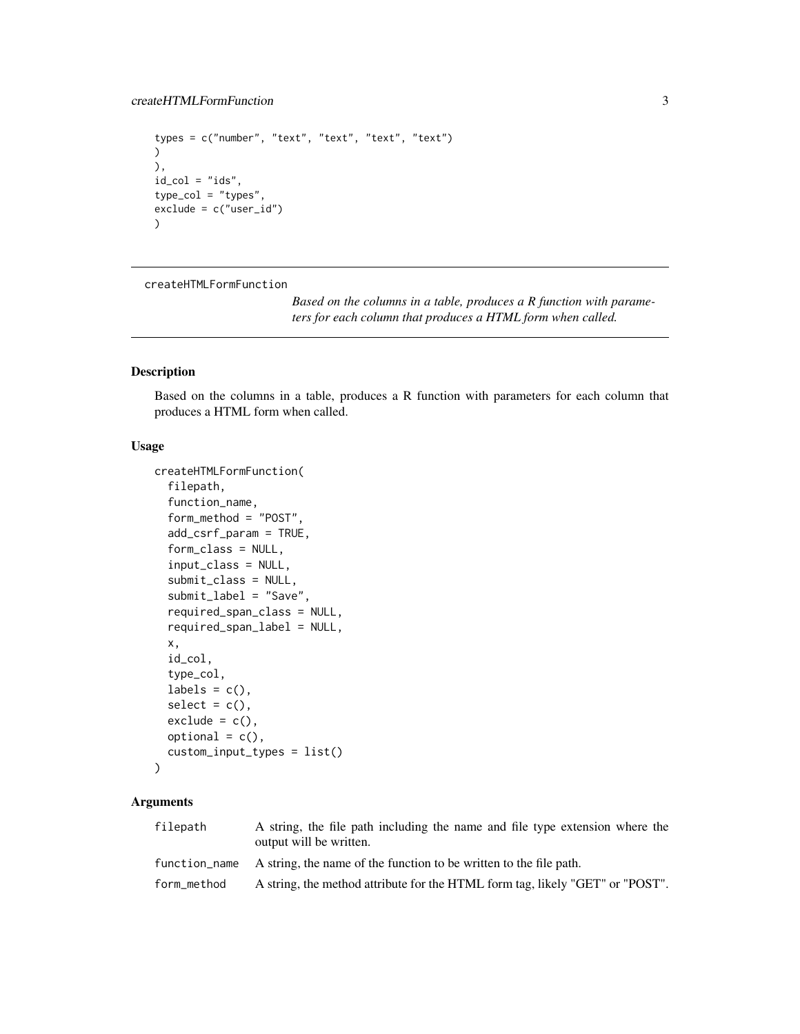```
types = c("number", "text", "text", "text", "text")
)
),
id_col = "ids",
type_col = "types",
exclude = c("user_id")
)
```

---

createHTMLFormFunction

*Based on the columns in a table, produces a R function with parameters for each column that produces a HTML form when called.*

---

## Description

Based on the columns in a table, produces a R function with parameters for each column that produces a HTML form when called.

## Usage

```
createHTMLFormFunction(
  filepath,
  function_name,
  form_method = "POST",
  add_csrf_param = TRUE,
  form_class = NULL,
  input_class = NULL,
  submit_class = NULL,
  submit_label = "Save",
  required_span_class = NULL,
  required_span_label = NULL,
  x,
  id_col,
  type_col,
  labels = c(),
  select = c(),
  exclude = c(),
  optional = c(),
  custom_input_types = list()
)
```

## Arguments

| | |
|---|---|
| filepath | A string, the file path including the name and file type extension where the output will be written. |
| function_name | A string, the name of the function to be written to the file path. |
| form_method | A string, the method attribute for the HTML form tag, likely "GET" or "POST". |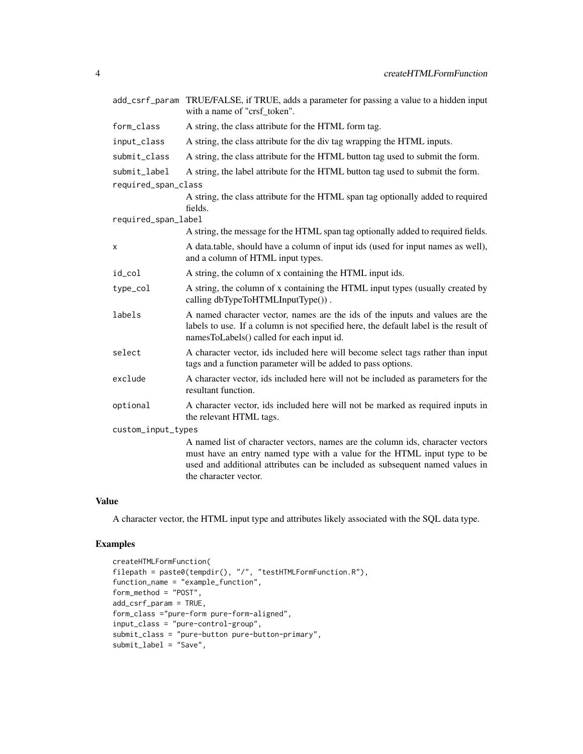| Argument | Description |
| --- | --- |
| add_csrf_param | TRUE/FALSE, if TRUE, adds a parameter for passing a value to a hidden input with a name of "crsf_token". |
| form_class | A string, the class attribute for the HTML form tag. |
| input_class | A string, the class attribute for the div tag wrapping the HTML inputs. |
| submit_class | A string, the class attribute for the HTML button tag used to submit the form. |
| submit_label | A string, the label attribute for the HTML button tag used to submit the form. |
| required_span_class | A string, the class attribute for the HTML span tag optionally added to required fields. |
| required_span_label | A string, the message for the HTML span tag optionally added to required fields. |
| x | A data.table, should have a column of input ids (used for input names as well), and a column of HTML input types. |
| id_col | A string, the column of x containing the HTML input ids. |
| type_col | A string, the column of x containing the HTML input types (usually created by calling dbTypeToHTMLInputType()) . |
| labels | A named character vector, names are the ids of the inputs and values are the labels to use. If a column is not specified here, the default label is the result of namesToLabels() called for each input id. |
| select | A character vector, ids included here will become select tags rather than input tags and a function parameter will be added to pass options. |
| exclude | A character vector, ids included here will not be included as parameters for the resultant function. |
| optional | A character vector, ids included here will not be marked as required inputs in the relevant HTML tags. |
| custom_input_types | A named list of character vectors, names are the column ids, character vectors must have an entry named type with a value for the HTML input type to be used and additional attributes can be included as subsequent named values in the character vector. |

## Value

A character vector, the HTML input type and attributes likely associated with the SQL data type.

## Examples

```
createHTMLFormFunction(
filepath = paste0(tempdir(), "/", "testHTMLFormFunction.R"),
function_name = "example_function",
form_method = "POST",
add_csrf_param = TRUE,
form_class ="pure-form pure-form-aligned",
input_class = "pure-control-group",
submit_class = "pure-button pure-button-primary",
submit_label = "Save",
```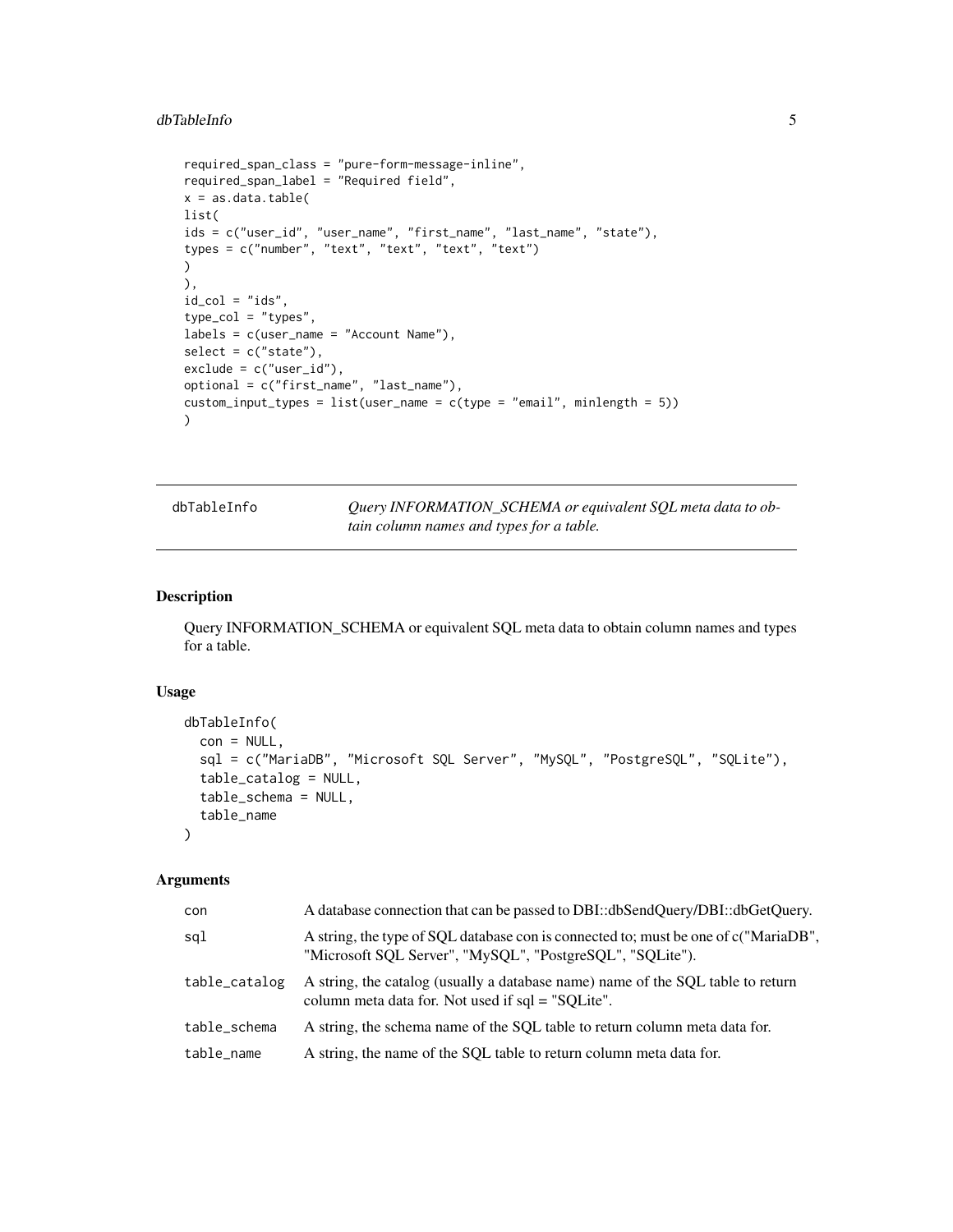```
required_span_class = "pure-form-message-inline",
required_span_label = "Required field",
x = as.data.table(
list(
ids = c("user_id", "user_name", "first_name", "last_name", "state"),
types = c("number", "text", "text", "text", "text")
)
),
id_col = "ids",
type_col = "types",
labels = c(user_name = "Account Name"),
select = c("state"),
exclude = c("user_id"),
optional = c("first_name", "last_name"),
custom_input_types = list(user_name = c(type = "email", minlength = 5))
)
```

---

## dbTableInfo — *Query INFORMATION_SCHEMA or equivalent SQL meta data to obtain column names and types for a table.*

### Description

Query INFORMATION_SCHEMA or equivalent SQL meta data to obtain column names and types for a table.

### Usage

```
dbTableInfo(
  con = NULL,
  sql = c("MariaDB", "Microsoft SQL Server", "MySQL", "PostgreSQL", "SQLite"),
  table_catalog = NULL,
  table_schema = NULL,
  table_name
)
```

### Arguments

| | |
|---|---|
| `con` | A database connection that can be passed to DBI::dbSendQuery/DBI::dbGetQuery. |
| `sql` | A string, the type of SQL database con is connected to; must be one of c("MariaDB", "Microsoft SQL Server", "MySQL", "PostgreSQL", "SQLite"). |
| `table_catalog` | A string, the catalog (usually a database name) name of the SQL table to return column meta data for. Not used if sql = "SQLite". |
| `table_schema` | A string, the schema name of the SQL table to return column meta data for. |
| `table_name` | A string, the name of the SQL table to return column meta data for. |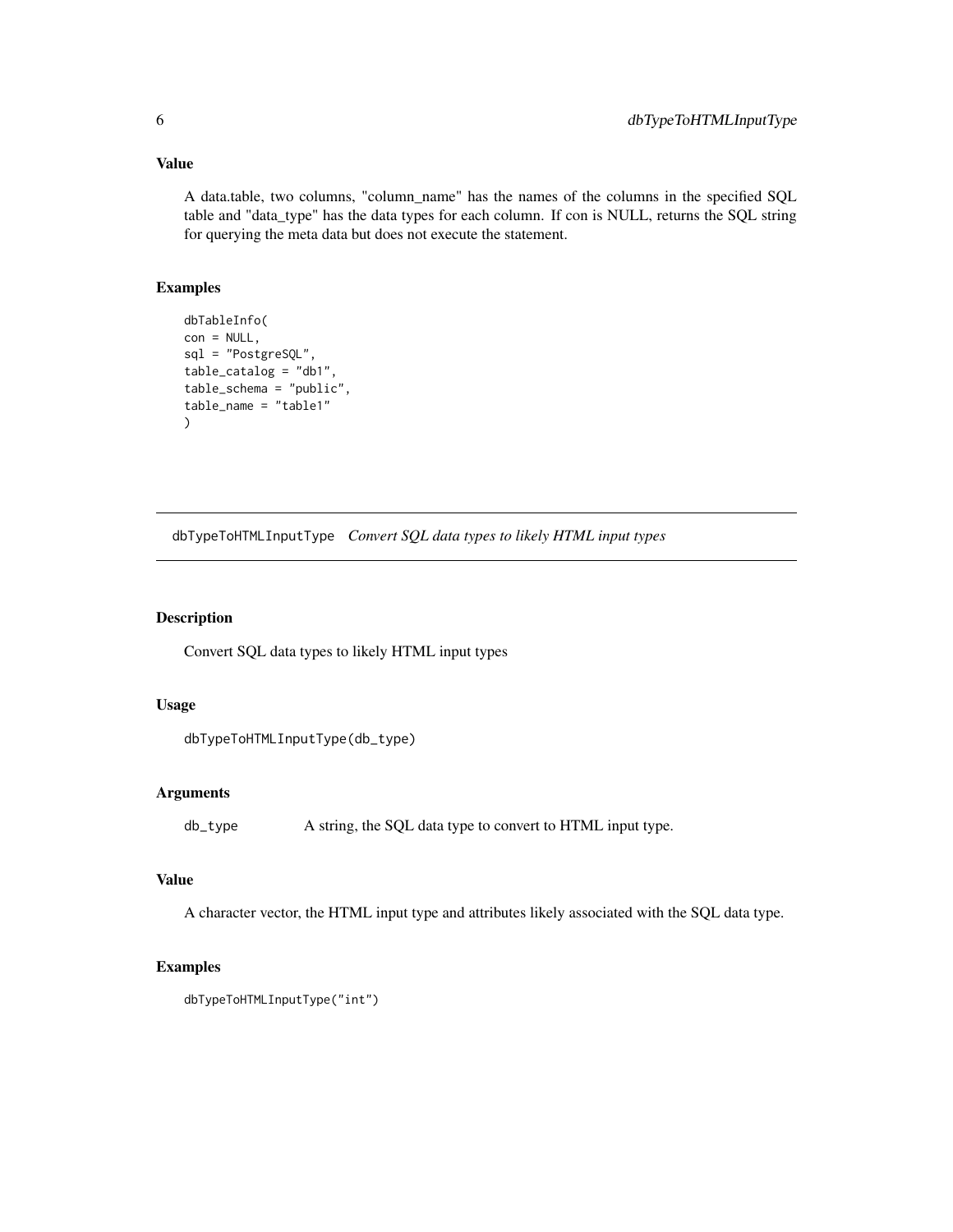### Value

A data.table, two columns, "column_name" has the names of the columns in the specified SQL table and "data_type" has the data types for each column. If con is NULL, returns the SQL string for querying the meta data but does not execute the statement.

### Examples

```
dbTableInfo(
con = NULL,
sql = "PostgreSQL",
table_catalog = "db1",
table_schema = "public",
table_name = "table1"
)
```

---

## dbTypeToHTMLInputType    *Convert SQL data types to likely HTML input types*

---

### Description

Convert SQL data types to likely HTML input types

### Usage

```
dbTypeToHTMLInputType(db_type)
```

### Arguments

| | |
|---|---|
| db_type | A string, the SQL data type to convert to HTML input type. |

### Value

A character vector, the HTML input type and attributes likely associated with the SQL data type.

### Examples

```
dbTypeToHTMLInputType("int")
```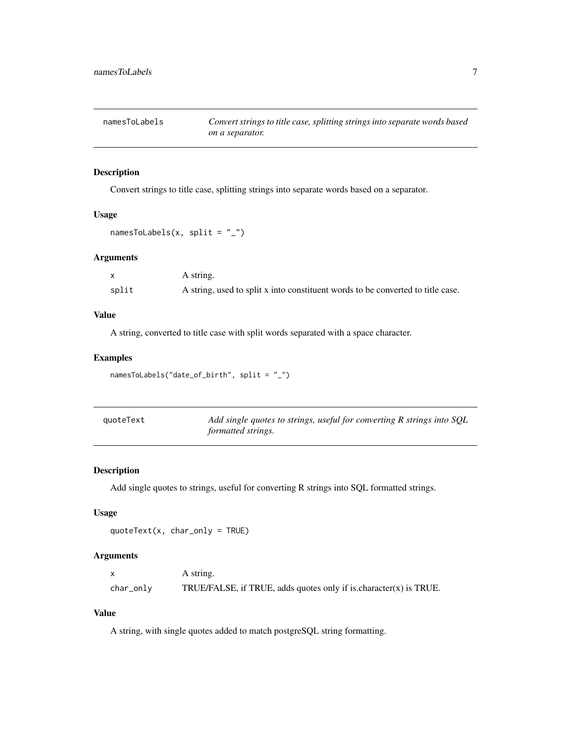## namesToLabels

*Convert strings to title case, splitting strings into separate words based on a separator.*

### Description

Convert strings to title case, splitting strings into separate words based on a separator.

### Usage

```
namesToLabels(x, split = "_")
```

### Arguments

| | |
|---|---|
| x | A string. |
| split | A string, used to split x into constituent words to be converted to title case. |

### Value

A string, converted to title case with split words separated with a space character.

### Examples

```
namesToLabels("date_of_birth", split = "_")
```

## quoteText

*Add single quotes to strings, useful for converting R strings into SQL formatted strings.*

### Description

Add single quotes to strings, useful for converting R strings into SQL formatted strings.

### Usage

```
quoteText(x, char_only = TRUE)
```

### Arguments

| | |
|---|---|
| x | A string. |
| char_only | TRUE/FALSE, if TRUE, adds quotes only if is.character(x) is TRUE. |

### Value

A string, with single quotes added to match postgreSQL string formatting.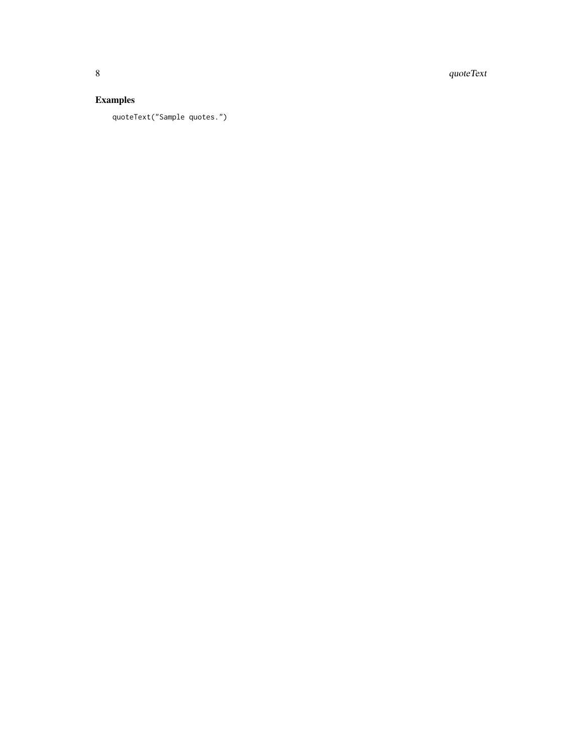## Examples

```
quoteText("Sample quotes.")
```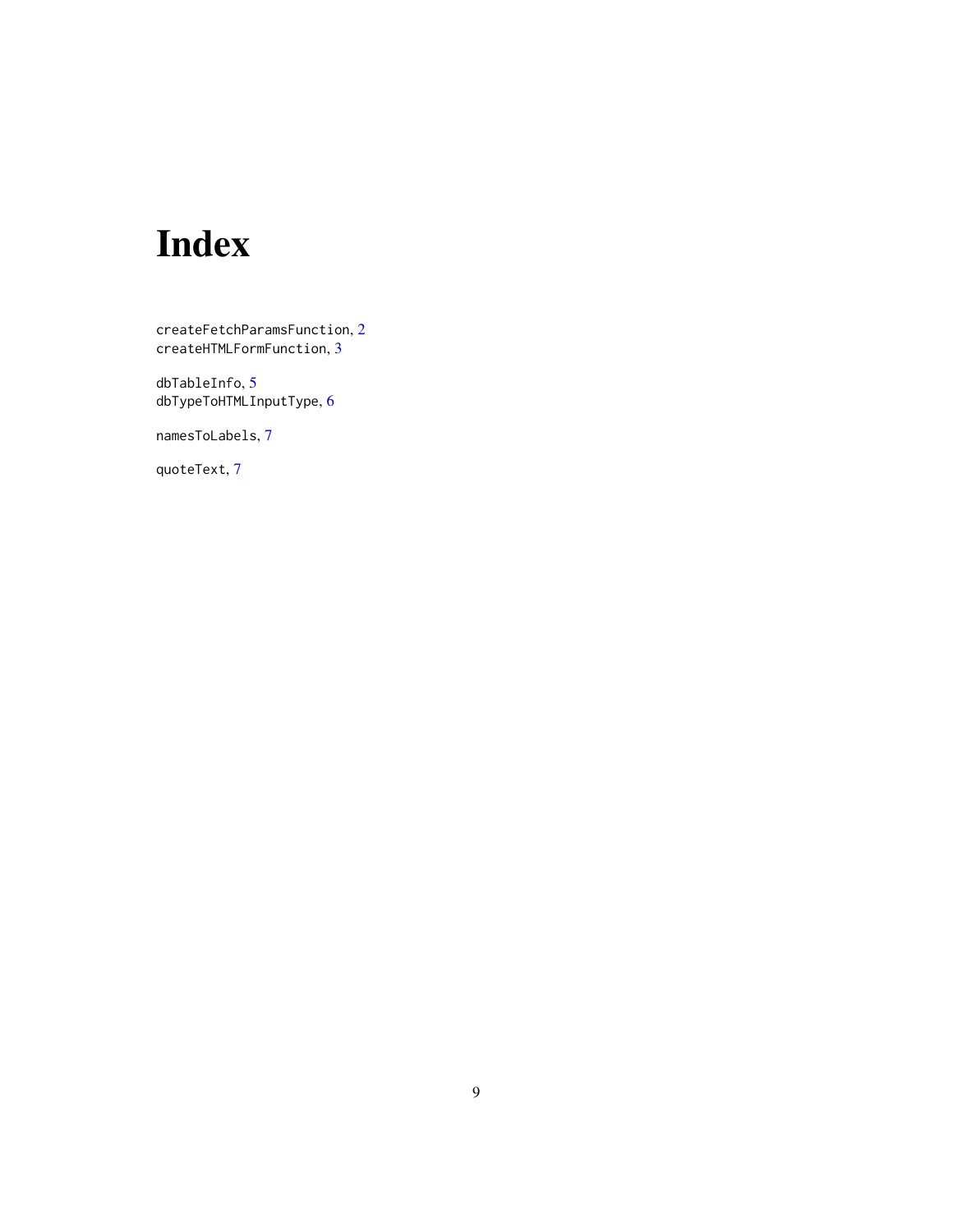# Index

createFetchParamsFunction, 2
createHTMLFormFunction, 3

dbTableInfo, 5
dbTypeToHTMLInputType, 6

namesToLabels, 7

quoteText, 7